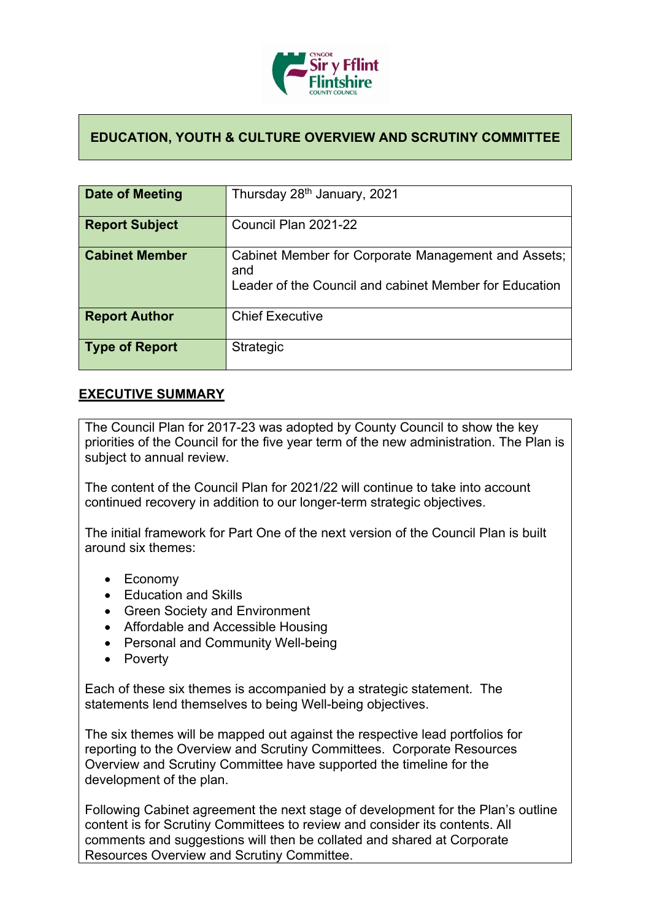# EDUCATION, YOUTH & CULTURE OVERVIEW AND SCRUTINY COMMITTEE

| | |
|---|---|
| **Date of Meeting** | Thursday 28th January, 2021 |
| **Report Subject** | Council Plan 2021-22 |
| **Cabinet Member** | Cabinet Member for Corporate Management and Assets; and<br>Leader of the Council and cabinet Member for Education |
| **Report Author** | Chief Executive |
| **Type of Report** | Strategic |

## EXECUTIVE SUMMARY

The Council Plan for 2017-23 was adopted by County Council to show the key priorities of the Council for the five year term of the new administration. The Plan is subject to annual review.

The content of the Council Plan for 2021/22 will continue to take into account continued recovery in addition to our longer-term strategic objectives.

The initial framework for Part One of the next version of the Council Plan is built around six themes:

- Economy
- Education and Skills
- Green Society and Environment
- Affordable and Accessible Housing
- Personal and Community Well-being
- Poverty

Each of these six themes is accompanied by a strategic statement. The statements lend themselves to being Well-being objectives.

The six themes will be mapped out against the respective lead portfolios for reporting to the Overview and Scrutiny Committees. Corporate Resources Overview and Scrutiny Committee have supported the timeline for the development of the plan.

Following Cabinet agreement the next stage of development for the Plan's outline content is for Scrutiny Committees to review and consider its contents. All comments and suggestions will then be collated and shared at Corporate Resources Overview and Scrutiny Committee.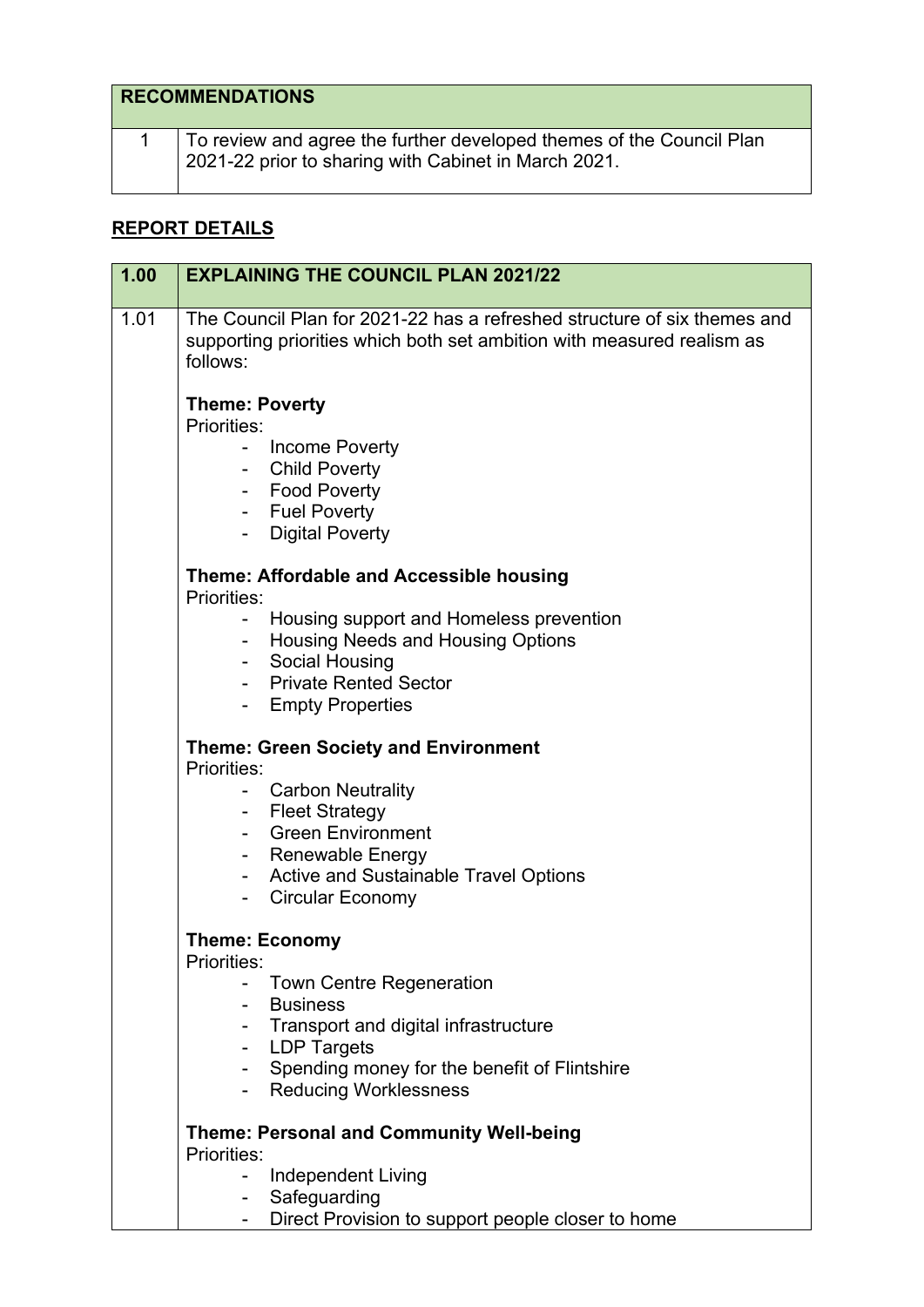| RECOMMENDATIONS | |
|---|---|
| 1 | To review and agree the further developed themes of the Council Plan 2021-22 prior to sharing with Cabinet in March 2021. |

## REPORT DETAILS

| 1.00 | EXPLAINING THE COUNCIL PLAN 2021/22 |
|---|---|
| 1.01 | The Council Plan for 2021-22 has a refreshed structure of six themes and supporting priorities which both set ambition with measured realism as follows:<br><br>**Theme: Poverty**<br>Priorities:<br>- Income Poverty<br>- Child Poverty<br>- Food Poverty<br>- Fuel Poverty<br>- Digital Poverty<br><br>**Theme: Affordable and Accessible housing**<br>Priorities:<br>- Housing support and Homeless prevention<br>- Housing Needs and Housing Options<br>- Social Housing<br>- Private Rented Sector<br>- Empty Properties<br><br>**Theme: Green Society and Environment**<br>Priorities:<br>- Carbon Neutrality<br>- Fleet Strategy<br>- Green Environment<br>- Renewable Energy<br>- Active and Sustainable Travel Options<br>- Circular Economy<br><br>**Theme: Economy**<br>Priorities:<br>- Town Centre Regeneration<br>- Business<br>- Transport and digital infrastructure<br>- LDP Targets<br>- Spending money for the benefit of Flintshire<br>- Reducing Worklessness<br><br>**Theme: Personal and Community Well-being**<br>Priorities:<br>- Independent Living<br>- Safeguarding<br>- Direct Provision to support people closer to home |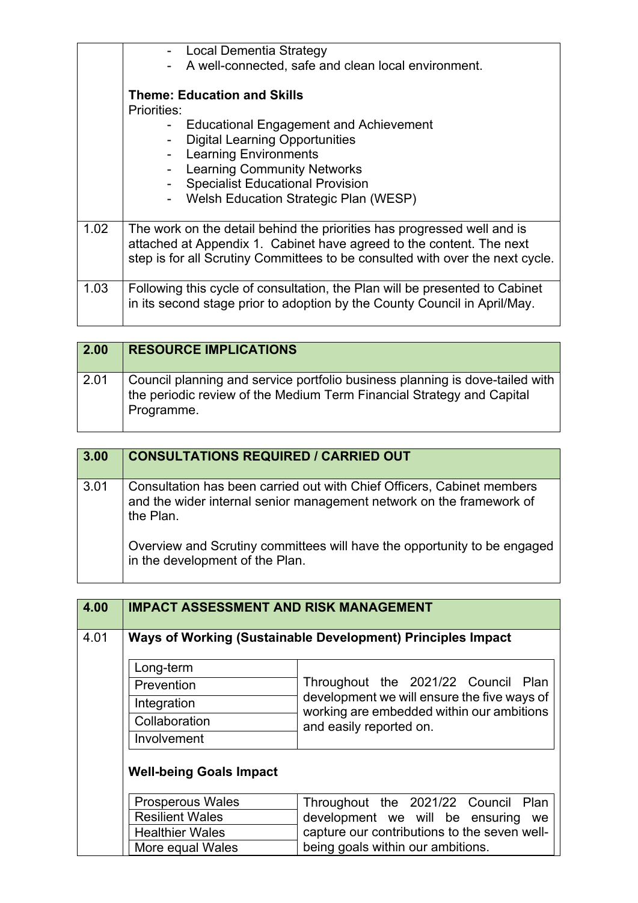| | |
|---|---|
| | - Local Dementia Strategy<br>- A well-connected, safe and clean local environment.<br><br>**Theme: Education and Skills**<br>Priorities:<br>- Educational Engagement and Achievement<br>- Digital Learning Opportunities<br>- Learning Environments<br>- Learning Community Networks<br>- Specialist Educational Provision<br>- Welsh Education Strategic Plan (WESP) |
| 1.02 | The work on the detail behind the priorities has progressed well and is attached at Appendix 1. Cabinet have agreed to the content. The next step is for all Scrutiny Committees to be consulted with over the next cycle. |
| 1.03 | Following this cycle of consultation, the Plan will be presented to Cabinet in its second stage prior to adoption by the County Council in April/May. |

| 2.00 | RESOURCE IMPLICATIONS |
|---|---|
| 2.01 | Council planning and service portfolio business planning is dove-tailed with the periodic review of the Medium Term Financial Strategy and Capital Programme. |

| 3.00 | CONSULTATIONS REQUIRED / CARRIED OUT |
|---|---|
| 3.01 | Consultation has been carried out with Chief Officers, Cabinet members and the wider internal senior management network on the framework of the Plan.<br><br>Overview and Scrutiny committees will have the opportunity to be engaged in the development of the Plan. |

| 4.00 | IMPACT ASSESSMENT AND RISK MANAGEMENT |
|---|---|
| 4.01 | **Ways of Working (Sustainable Development) Principles Impact** |

| Ways of Working | Impact |
|---|---|
| Long-term | Throughout the 2021/22 Council Plan development we will ensure the five ways of working are embedded within our ambitions and easily reported on. |
| Prevention | |
| Integration | |
| Collaboration | |
| Involvement | |

**Well-being Goals Impact**

| Well-being Goal | Impact |
|---|---|
| Prosperous Wales | Throughout the 2021/22 Council Plan development we will be ensuring we capture our contributions to the seven well-being goals within our ambitions. |
| Resilient Wales | |
| Healthier Wales | |
| More equal Wales | |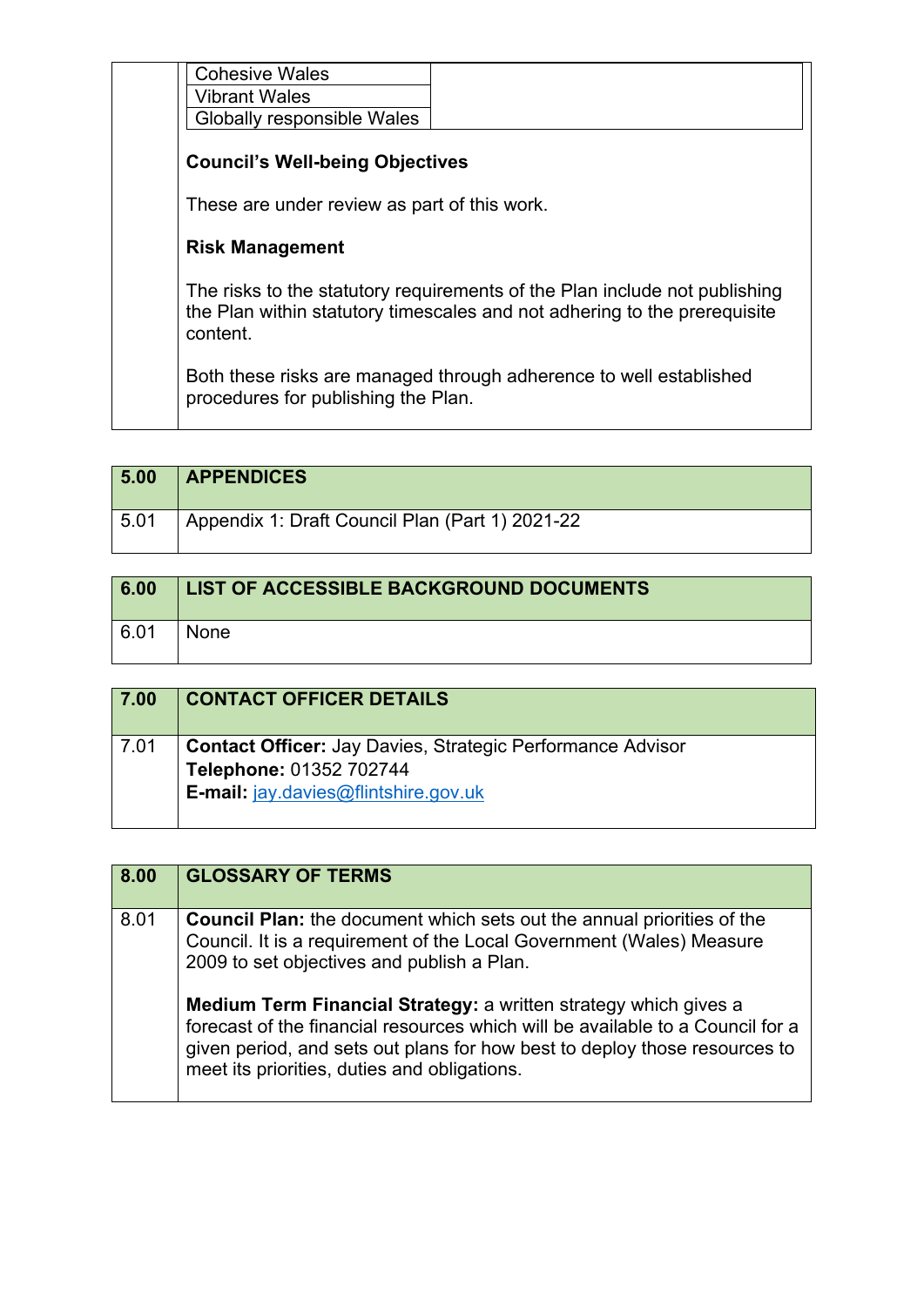| | |
|---|---|
| Cohesive Wales | |
| Vibrant Wales | |
| Globally responsible Wales | |

**Council's Well-being Objectives**

These are under review as part of this work.

**Risk Management**

The risks to the statutory requirements of the Plan include not publishing the Plan within statutory timescales and not adhering to the prerequisite content.

Both these risks are managed through adherence to well established procedures for publishing the Plan.

| **5.00** | **APPENDICES** |
|---|---|
| 5.01 | Appendix 1: Draft Council Plan (Part 1) 2021-22 |

| **6.00** | **LIST OF ACCESSIBLE BACKGROUND DOCUMENTS** |
|---|---|
| 6.01 | None |

| **7.00** | **CONTACT OFFICER DETAILS** |
|---|---|
| 7.01 | **Contact Officer:** Jay Davies, Strategic Performance Advisor<br>**Telephone:** 01352 702744<br>**E-mail:** jay.davies@flintshire.gov.uk |

| **8.00** | **GLOSSARY OF TERMS** |
|---|---|
| 8.01 | **Council Plan:** the document which sets out the annual priorities of the Council. It is a requirement of the Local Government (Wales) Measure 2009 to set objectives and publish a Plan.<br><br>**Medium Term Financial Strategy:** a written strategy which gives a forecast of the financial resources which will be available to a Council for a given period, and sets out plans for how best to deploy those resources to meet its priorities, duties and obligations. |